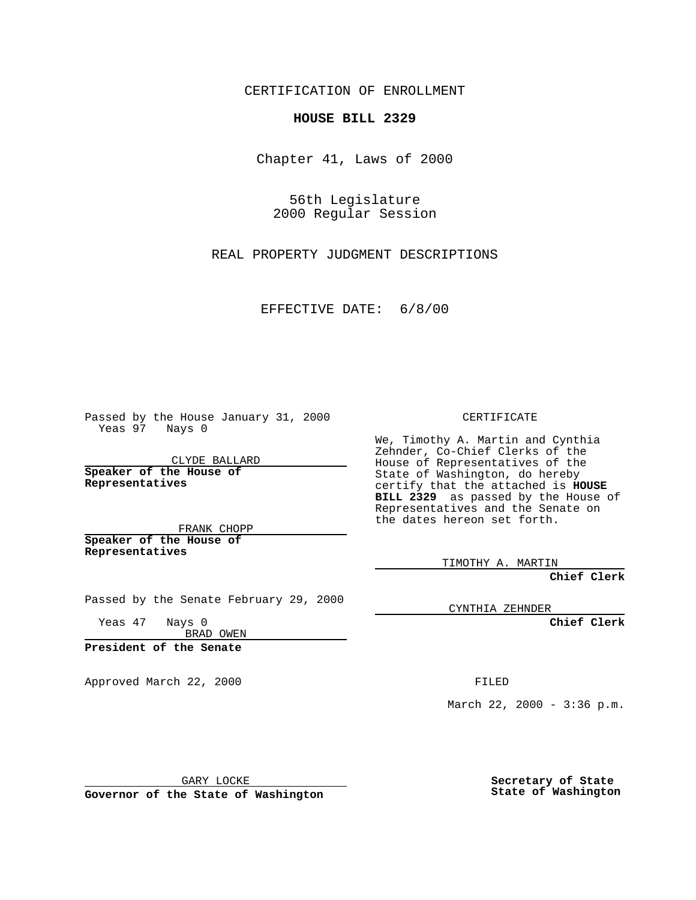CERTIFICATION OF ENROLLMENT

**HOUSE BILL 2329**

Chapter 41, Laws of 2000

56th Legislature
2000 Regular Session

REAL PROPERTY JUDGMENT DESCRIPTIONS

EFFECTIVE DATE: 6/8/00

Passed by the House January 31, 2000
Yeas 97 Nays 0

CLYDE BALLARD

**Speaker of the House of Representatives**

FRANK CHOPP

**Speaker of the House of Representatives**

Passed by the Senate February 29, 2000

Yeas 47 Nays 0

BRAD OWEN

**President of the Senate**

Approved March 22, 2000

GARY LOCKE

**Governor of the State of Washington**

CERTIFICATE

We, Timothy A. Martin and Cynthia Zehnder, Co-Chief Clerks of the House of Representatives of the State of Washington, do hereby certify that the attached is **HOUSE BILL 2329** as passed by the House of Representatives and the Senate on the dates hereon set forth.

TIMOTHY A. MARTIN

**Chief Clerk**

CYNTHIA ZEHNDER

**Chief Clerk**

FILED

March 22, 2000 - 3:36 p.m.

**Secretary of State**
**State of Washington**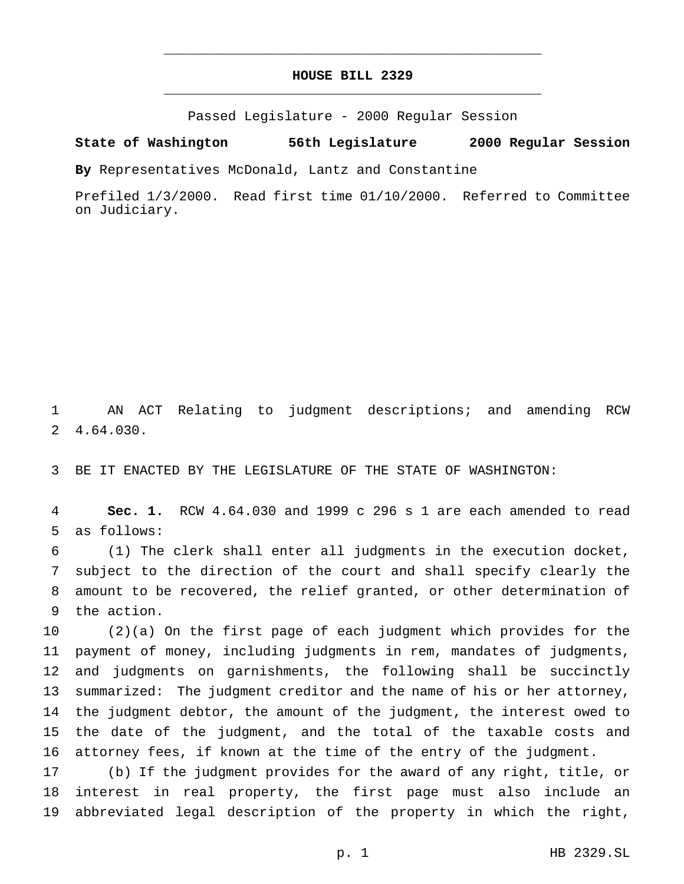# HOUSE BILL 2329

Passed Legislature - 2000 Regular Session

**State of Washington 56th Legislature 2000 Regular Session**

**By** Representatives McDonald, Lantz and Constantine

Prefiled 1/3/2000. Read first time 01/10/2000. Referred to Committee on Judiciary.

AN ACT Relating to judgment descriptions; and amending RCW 4.64.030.

BE IT ENACTED BY THE LEGISLATURE OF THE STATE OF WASHINGTON:

**Sec. 1.** RCW 4.64.030 and 1999 c 296 s 1 are each amended to read as follows:

(1) The clerk shall enter all judgments in the execution docket, subject to the direction of the court and shall specify clearly the amount to be recovered, the relief granted, or other determination of the action.

(2)(a) On the first page of each judgment which provides for the payment of money, including judgments in rem, mandates of judgments, and judgments on garnishments, the following shall be succinctly summarized: The judgment creditor and the name of his or her attorney, the judgment debtor, the amount of the judgment, the interest owed to the date of the judgment, and the total of the taxable costs and attorney fees, if known at the time of the entry of the judgment.

(b) If the judgment provides for the award of any right, title, or interest in real property, the first page must also include an abbreviated legal description of the property in which the right,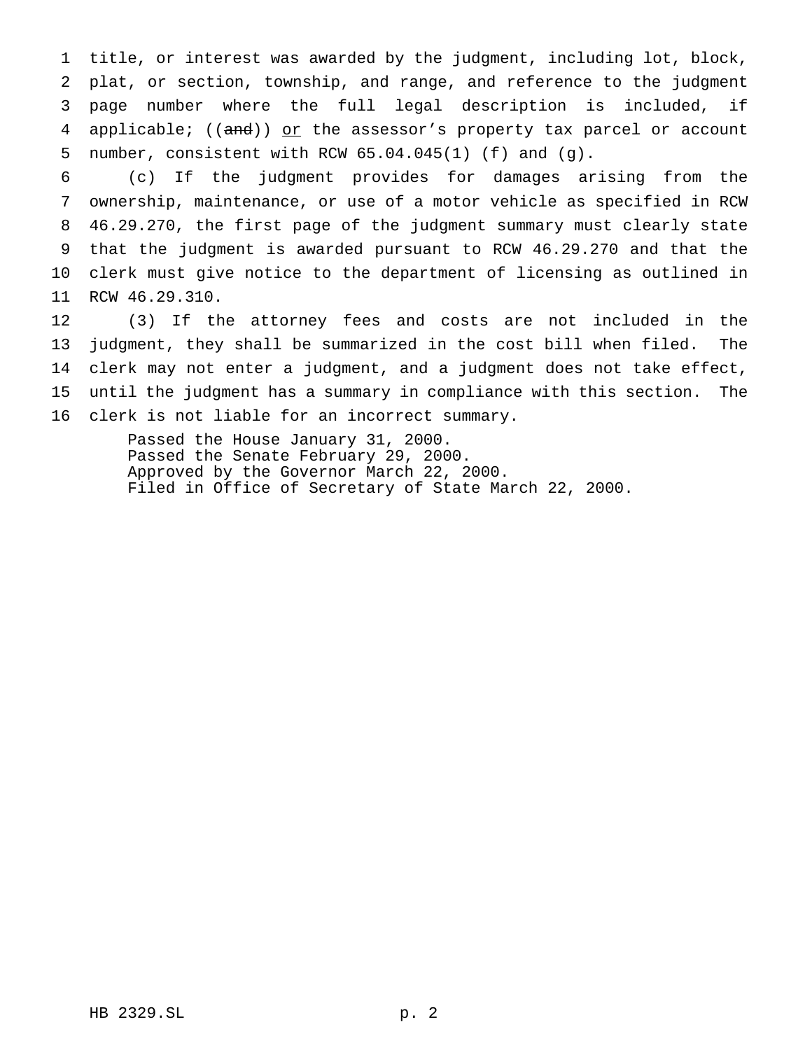title, or interest was awarded by the judgment, including lot, block, plat, or section, township, and range, and reference to the judgment page number where the full legal description is included, if applicable; ((~~and~~)) <u>or</u> the assessor's property tax parcel or account number, consistent with RCW 65.04.045(1) (f) and (g).

(c) If the judgment provides for damages arising from the ownership, maintenance, or use of a motor vehicle as specified in RCW 46.29.270, the first page of the judgment summary must clearly state that the judgment is awarded pursuant to RCW 46.29.270 and that the clerk must give notice to the department of licensing as outlined in RCW 46.29.310.

(3) If the attorney fees and costs are not included in the judgment, they shall be summarized in the cost bill when filed. The clerk may not enter a judgment, and a judgment does not take effect, until the judgment has a summary in compliance with this section. The clerk is not liable for an incorrect summary.

Passed the House January 31, 2000.
Passed the Senate February 29, 2000.
Approved by the Governor March 22, 2000.
Filed in Office of Secretary of State March 22, 2000.